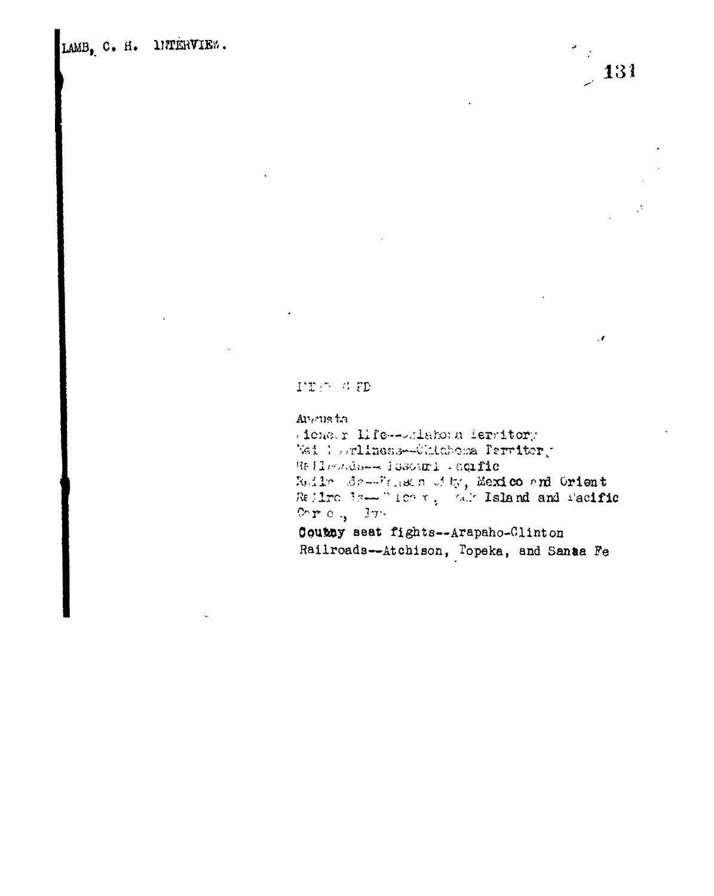LAMB, C. H. INTERVIEW.

INDEXED

Augusta
Pioneer life--Oklahoma Territory
Neighborliness--Oklahoma Territory
Railroads--Missouri Pacific
Railroads--Kansas City, Mexico and Orient
Railroads--Chicago, Rock Island and Pacific
Cherokee, Ind.
County seat fights--Arapaho-Clinton
Railroads--Atchison, Topeka, and Santa Fe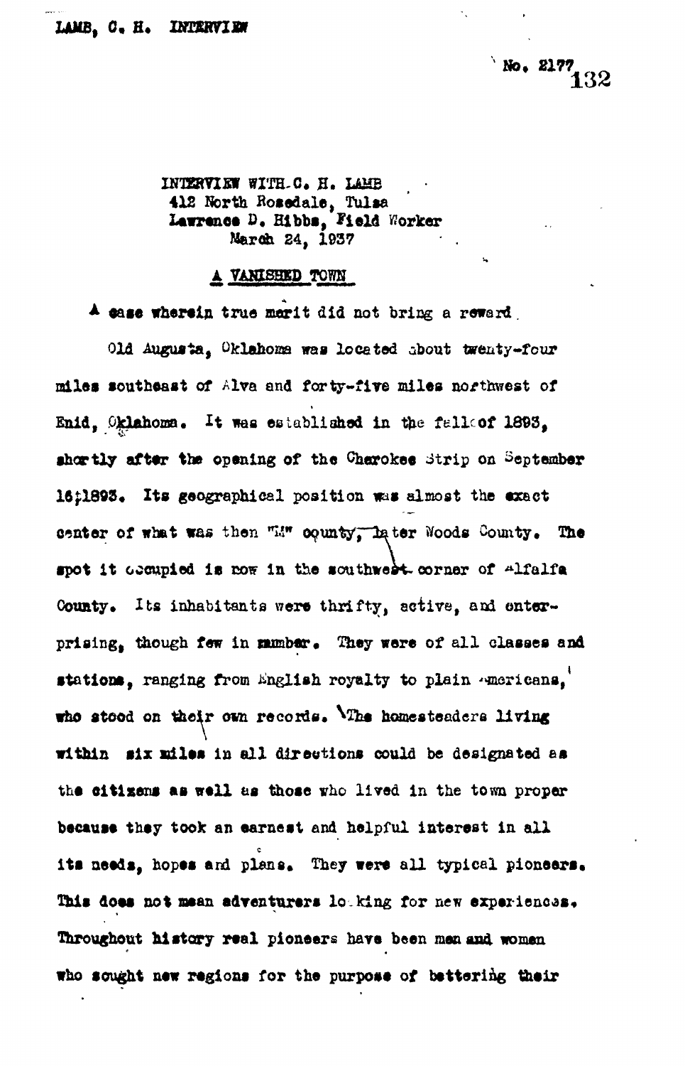LAMB, C. H. INTERVIEW

No. 2177

INTERVIEW WITH C. H. LAMB
412 North Rosedale, Tulsa
Lawrence D. Hibbs, Field Worker
March 24, 1937

## A VANISHED TOWN

A case wherein true merit did not bring a reward.

Old Augusta, Oklahoma was located about twenty-four miles southeast of Alva and forty-five miles northwest of Enid, Oklahoma. It was established in the fall of 1893, shortly after the opening of the Cherokee Strip on September 16, 1893. Its geographical position was almost the exact center of what was then "M" county, later Woods County. The spot it occupied is now in the southwest corner of Alfalfa County. Its inhabitants were thrifty, active, and enterprising, though few in number. They were of all classes and stations, ranging from English royalty to plain Americans, who stood on their own records. The homesteaders living within six miles in all directions could be designated as the citizens as well as those who lived in the town proper because they took an earnest and helpful interest in all its needs, hopes and plans. They were all typical pioneers. This does not mean adventurers looking for new experiences. Throughout history real pioneers have been men and women who sought new regions for the purpose of bettering their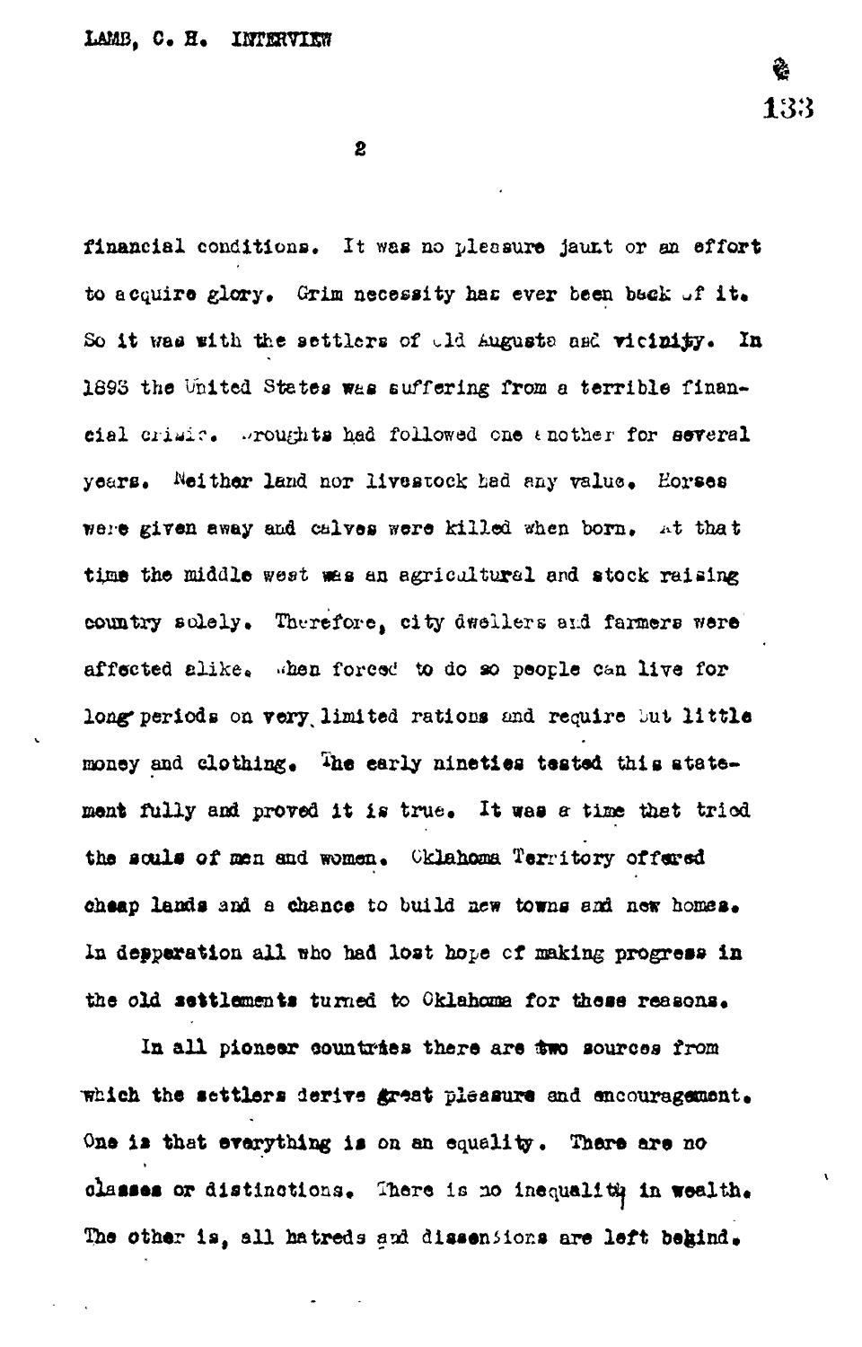financial conditions. It was no pleasure jaunt or an effort to acquire glory. Grim necessity has ever been back of it. So it was with the settlers of old Augusta and vicinity. In 1893 the United States was suffering from a terrible financial crisis. Droughts had followed one another for several years. Neither land nor livestock had any value. Horses were given away and calves were killed when born. At that time the middle west was an agricultural and stock raising country solely. Therefore, city dwellers and farmers were affected alike. When forced to do so people can live for long periods on very limited rations and require but little money and clothing. The early nineties tested this statement fully and proved it is true. It was a time that tried the souls of men and women. Oklahoma Territory offered cheap lands and a chance to build new towns and new homes. In desperation all who had lost hope of making progress in the old settlements turned to Oklahoma for these reasons.

In all pioneer countries there are two sources from which the settlers derive great pleasure and encouragement. One is that everything is on an equality. There are no classes or distinctions. There is no inequality in wealth. The other is, all hatreds and dissensions are left behind.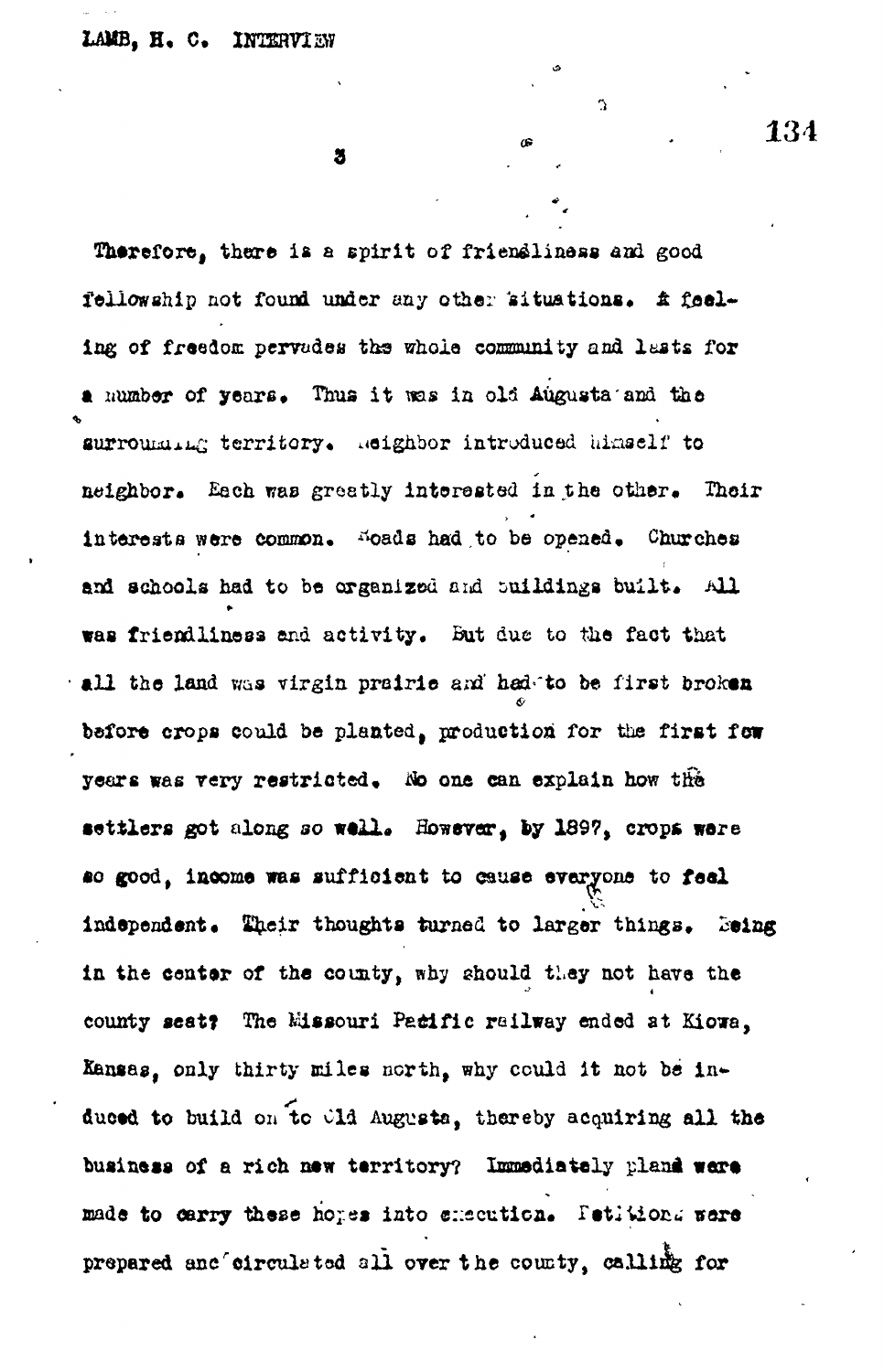Therefore, there is a spirit of friendliness and good fellowship not found under any other situations. A feeling of freedom pervades the whole community and lasts for a number of years. Thus it was in old Augusta and the surrounding territory. Neighbor introduced himself to neighbor. Each was greatly interested in the other. Their interests were common. Roads had to be opened. Churches and schools had to be organized and buildings built. All was friendliness and activity. But due to the fact that all the land was virgin prairie and had to be first broken before crops could be planted, production for the first few years was very restricted. No one can explain how the settlers got along so well. However, by 1897, crops were so good, income was sufficient to cause everyone to feel independent. Their thoughts turned to larger things. Being in the center of the county, why should they not have the county seat? The Missouri Pacific railway ended at Kiowa, Kansas, only thirty miles north, why could it not be induced to build on to Old Augusta, thereby acquiring all the business of a rich new territory? Immediately plans were made to carry these hopes into execution. Petitions were prepared and circulated all over the county, calling for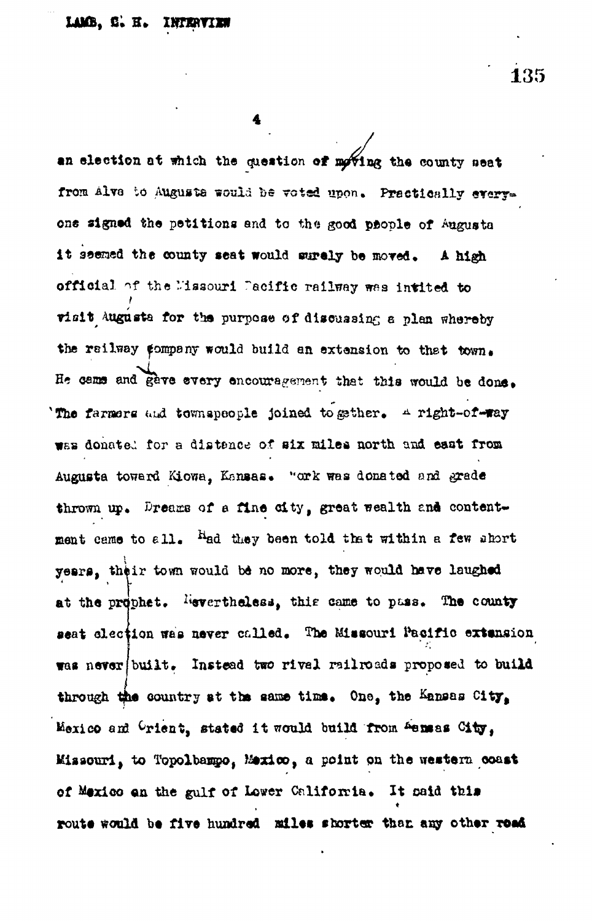an election at which the question of moving the county seat from Alva to Augusta would be voted upon. Practically everyone signed the petitions and to the good people of Augusta it seemed the county seat would surely be moved. A high official of the Missouri Pacific railway was invited to visit Augusta for the purpose of discussing a plan whereby the railway company would build an extension to that town. He came and gave every encouragement that this would be done. The farmers and townspeople joined together. A right-of-way was donated for a distance of six miles north and east from Augusta toward Kiowa, Kansas. Work was donated and grade thrown up. Dreams of a fine city, great wealth and contentment came to all. Had they been told that within a few short years, their town would be no more, they would have laughed at the prophet. Nevertheless, this came to pass. The county seat election was never called. The Missouri Pacific extension was never built. Instead two rival railroads proposed to build through the country at the same time. One, the Kansas City, Mexico and Orient, stated it would build from Kansas City, Missouri, to Topolbampo, Mexico, a point on the western coast of Mexico on the gulf of Lower California. It said this route would be five hundred miles shorter than any other road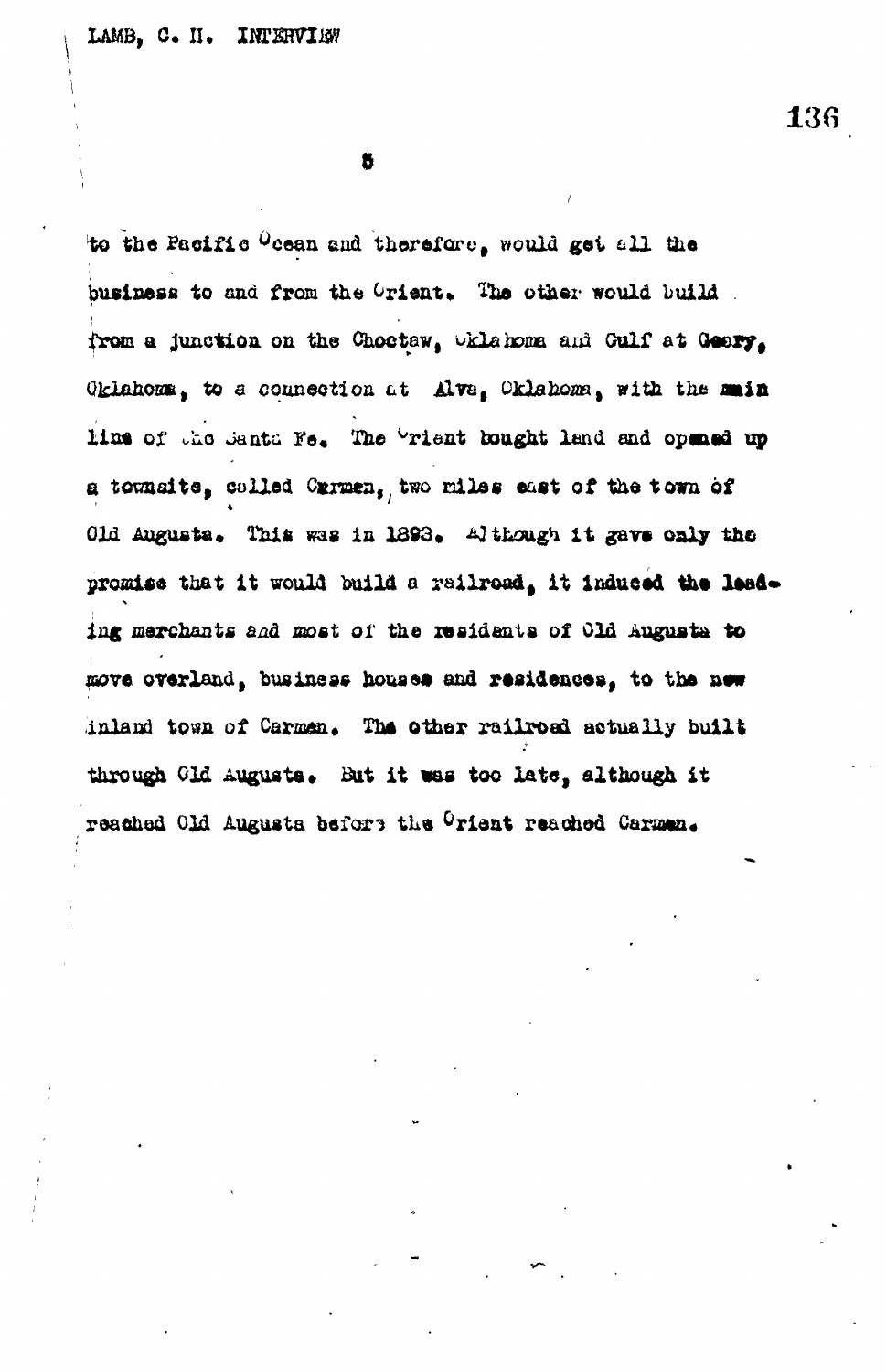to the Pacific Ocean and therefore, would get all the business to and from the Orient. The other would build from a junction on the Choctaw, Oklahoma and Gulf at Geary, Oklahoma, to a connection at Alva, Oklahoma, with the main line of the Santa Fe. The Orient bought land and opened up a townsite, called Carmen, two miles east of the town of Old Augusta. This was in 1893. Although it gave only the promise that it would build a railroad, it induced the leading merchants and most of the residents of Old Augusta to move overland, business houses and residences, to the new inland town of Carmen. The other railroad actually built through Old Augusta. But it was too late, although it reached Old Augusta before the Orient reached Carmen.